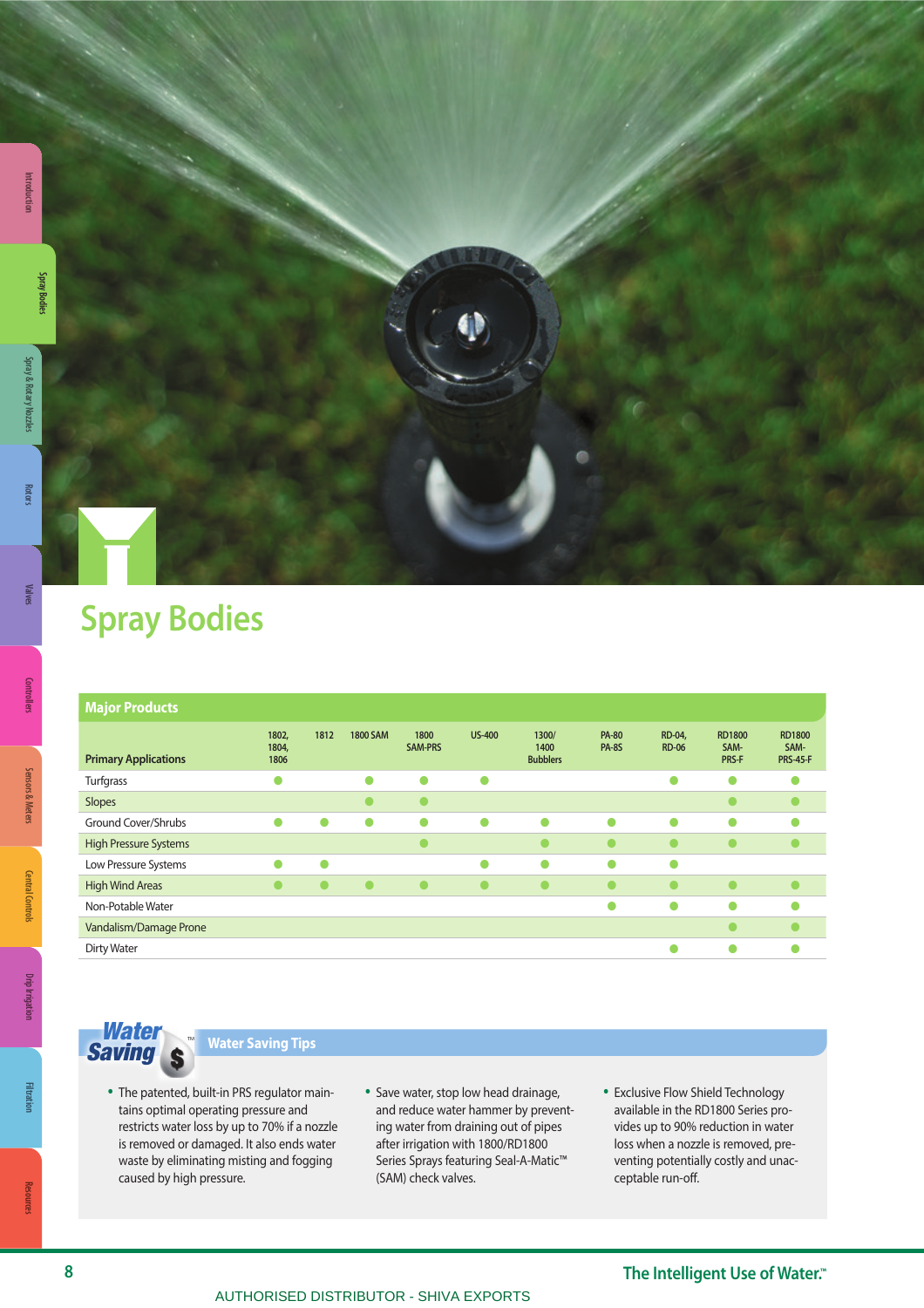# Spray Bodies

| Major Products<br>Primary Applications | 1802, 1804, 1806 | 1812 | 1800 SAM | 1800 SAM-PRS | US-400 | 1300/ 1400 Bubblers | PA-80 PA-8S | RD-04, RD-06 | RD1800 SAM-PRS-F | RD1800 SAM-PRS-45-F |
|---|---|---|---|---|---|---|---|---|---|---|
| Turfgrass | ● | | ● | ● | ● | | | ● | ● | ● |
| Slopes | | | ● | ● | | | | | ● | ● |
| Ground Cover/Shrubs | ● | ● | ● | ● | ● | ● | ● | ● | ● | ● |
| High Pressure Systems | | | | ● | | ● | ● | ● | ● | ● |
| Low Pressure Systems | ● | ● | | | ● | ● | ● | ● | | |
| High Wind Areas | ● | ● | ● | ● | ● | ● | ● | ● | ● | ● |
| Non-Potable Water | | | | | | | ● | ● | ● | ● |
| Vandalism/Damage Prone | | | | | | | | | ● | ● |
| Dirty Water | | | | | | | | ● | ● | ● |

## Water Saving™ — Water Saving Tips

- The patented, built-in PRS regulator maintains optimal operating pressure and restricts water loss by up to 70% if a nozzle is removed or damaged. It also ends water waste by eliminating misting and fogging caused by high pressure.
- Save water, stop low head drainage, and reduce water hammer by preventing water from draining out of pipes after irrigation with 1800/RD1800 Series Sprays featuring Seal-A-Matic™ (SAM) check valves.
- Exclusive Flow Shield Technology available in the RD1800 Series provides up to 90% reduction in water loss when a nozzle is removed, preventing potentially costly and unacceptable run-off.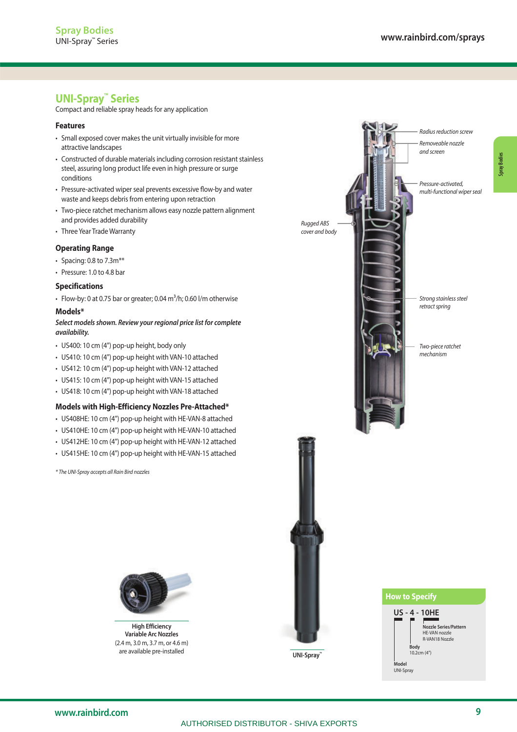# UNI-Spray™ Series

Compact and reliable spray heads for any application

### Features

- Small exposed cover makes the unit virtually invisible for more attractive landscapes
- Constructed of durable materials including corrosion resistant stainless steel, assuring long product life even in high pressure or surge conditions
- Pressure-activated wiper seal prevents excessive flow-by and water waste and keeps debris from entering upon retraction
- Two-piece ratchet mechanism allows easy nozzle pattern alignment and provides added durability
- Three Year Trade Warranty

### Operating Range

- Spacing: 0.8 to 7.3m**
- Pressure: 1.0 to 4.8 bar

### Specifications

- Flow-by: 0 at 0.75 bar or greater; 0.04 $m^3$/h; 0.60 l/m otherwise

### Models*

***Select models shown. Review your regional price list for complete availability.***

- US400: 10 cm (4") pop-up height, body only
- US410: 10 cm (4") pop-up height with VAN-10 attached
- US412: 10 cm (4") pop-up height with VAN-12 attached
- US415: 10 cm (4") pop-up height with VAN-15 attached
- US418: 10 cm (4") pop-up height with VAN-18 attached

### Models with High-Efficiency Nozzles Pre-Attached*

- US408HE: 10 cm (4") pop-up height with HE-VAN-8 attached
- US410HE: 10 cm (4") pop-up height with HE-VAN-10 attached
- US412HE: 10 cm (4") pop-up height with HE-VAN-12 attached
- US415HE: 10 cm (4") pop-up height with HE-VAN-15 attached

*\* The UNI-Spray accepts all Rain Bird nozzles*

*Radius reduction screw*

*Removeable nozzle and screen*

*Pressure-activated, multi-functional wiper seal*

*Rugged ABS cover and body*

*Strong stainless steel retract spring*

*Two-piece ratchet mechanism*

**High Efficiency Variable Arc Nozzles**
(2.4 m, 3.0 m, 3.7 m, or 4.6 m) are available pre-installed

**UNI-Spray™**

### How to Specify

**US - 4 - 10HE**

Nozzle Series/Pattern
HE-VAN nozzle
R-VAN18 Nozzle

Body
10.2cm (4")

Model
UNI-Spray

AUTHORISED DISTRIBUTOR - SHIVA EXPORTS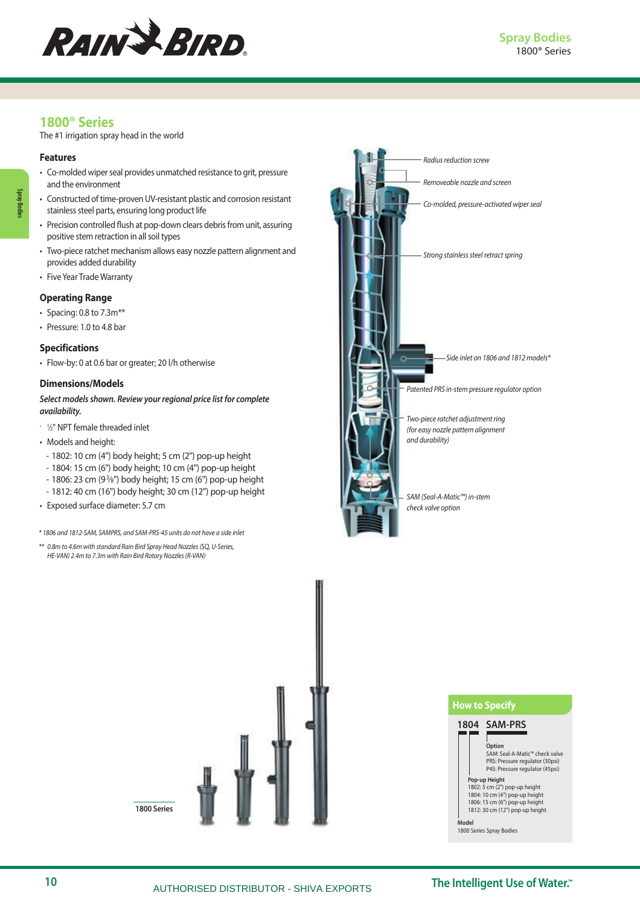## 1800® Series

The #1 irrigation spray head in the world

### Features

- Co-molded wiper seal provides unmatched resistance to grit, pressure and the environment
- Constructed of time-proven UV-resistant plastic and corrosion resistant stainless steel parts, ensuring long product life
- Precision controlled flush at pop-down clears debris from unit, assuring positive stem retraction in all soil types
- Two-piece ratchet mechanism allows easy nozzle pattern alignment and provides added durability
- Five Year Trade Warranty

### Operating Range

- Spacing: 0.8 to 7.3m**
- Pressure: 1.0 to 4.8 bar

### Specifications

- Flow-by: 0 at 0.6 bar or greater; 20 l/h otherwise

### Dimensions/Models

***Select models shown. Review your regional price list for complete availability.***

- ½" NPT female threaded inlet
- Models and height:
  - 1802: 10 cm (4") body height; 5 cm (2") pop-up height
  - 1804: 15 cm (6") body height; 10 cm (4") pop-up height
  - 1806: 23 cm (9⅜") body height; 15 cm (6") pop-up height
  - 1812: 40 cm (16") body height; 30 cm (12") pop-up height
- Exposed surface diameter: 5.7 cm

*\* 1806 and 1812-SAM, SAMPRS, and SAM-PRS-45 units do not have a side inlet*

*\*\* 0.8m to 4.6m with standard Rain Bird Spray Head Nozzles (SQ, U-Series, HE-VAN) 2.4m to 7.3m with Rain Bird Rotary Nozzles (R-VAN)*

*Radius reduction screw*

*Removeable nozzle and screen*

*Co-molded, pressure-activated wiper seal*

*Strong stainless steel retract spring*

*Side inlet on 1806 and 1812 models\**

*Patented PRS in-stem pressure regulator option*

*Two-piece ratchet adjustment ring (for easy nozzle pattern alignment and durability)*

*SAM (Seal-A-Matic™) in-stem check valve option*

1800 Series

### How to Specify

**1804 SAM-PRS**

**Option**
SAM: Seal-A-Matic™ check valve
PRS: Pressure regulator (30psi)
P45: Pressure regulator (45psi)

**Pop-up Height**
1802: 5 cm (2") pop-up height
1804: 10 cm (4") pop-up height
1806: 15 cm (6") pop-up height
1812: 30 cm (12") pop-up height

**Model**
1800 Series Spray Bodies

AUTHORISED DISTRIBUTOR - SHIVA EXPORTS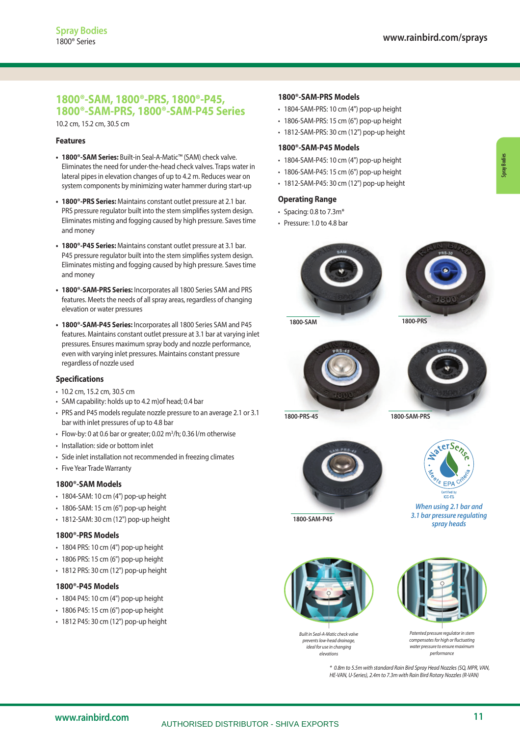# 1800®-SAM, 1800®-PRS, 1800®-P45, 1800®-SAM-PRS, 1800®-SAM-P45 Series

10.2 cm, 15.2 cm, 30.5 cm

### Features

- **1800®-SAM Series:** Built-in Seal-A-Matic™ (SAM) check valve. Eliminates the need for under-the-head check valves. Traps water in lateral pipes in elevation changes of up to 4.2 m. Reduces wear on system components by minimizing water hammer during start-up
- **1800®-PRS Series:** Maintains constant outlet pressure at 2.1 bar. PRS pressure regulator built into the stem simplifies system design. Eliminates misting and fogging caused by high pressure. Saves time and money
- **1800®-P45 Series:** Maintains constant outlet pressure at 3.1 bar. P45 pressure regulator built into the stem simplifies system design. Eliminates misting and fogging caused by high pressure. Saves time and money
- **1800®-SAM-PRS Series:** Incorporates all 1800 Series SAM and PRS features. Meets the needs of all spray areas, regardless of changing elevation or water pressures
- **1800®-SAM-P45 Series:** Incorporates all 1800 Series SAM and P45 features. Maintains constant outlet pressure at 3.1 bar at varying inlet pressures. Ensures maximum spray body and nozzle performance, even with varying inlet pressures. Maintains constant pressure regardless of nozzle used

### Specifications

- 10.2 cm, 15.2 cm, 30.5 cm
- SAM capability: holds up to 4.2 m)of head; 0.4 bar
- PRS and P45 models regulate nozzle pressure to an average 2.1 or 3.1 bar with inlet pressures of up to 4.8 bar
- Flow-by: 0 at 0.6 bar or greater; 0.02 $m^3$/h; 0.36 l/m otherwise
- Installation: side or bottom inlet
- Side inlet installation not recommended in freezing climates
- Five Year Trade Warranty

### 1800®-SAM Models

- 1804-SAM: 10 cm (4") pop-up height
- 1806-SAM: 15 cm (6") pop-up height
- 1812-SAM: 30 cm (12") pop-up height

### 1800®-PRS Models

- 1804 PRS: 10 cm (4") pop-up height
- 1806 PRS: 15 cm (6") pop-up height
- 1812 PRS: 30 cm (12") pop-up height

### 1800®-P45 Models

- 1804 P45: 10 cm (4") pop-up height
- 1806 P45: 15 cm (6") pop-up height
- 1812 P45: 30 cm (12") pop-up height

### 1800®-SAM-PRS Models

- 1804-SAM-PRS: 10 cm (4") pop-up height
- 1806-SAM-PRS: 15 cm (6") pop-up height
- 1812-SAM-PRS: 30 cm (12") pop-up height

### 1800®-SAM-P45 Models

- 1804-SAM-P45: 10 cm (4") pop-up height
- 1806-SAM-P45: 15 cm (6") pop-up height
- 1812-SAM-P45: 30 cm (12") pop-up height

### Operating Range

- Spacing: 0.8 to 7.3m*
- Pressure: 1.0 to 4.8 bar

1800-SAM

1800-PRS

1800-PRS-45

1800-SAM-PRS

1800-SAM-P45

*When using 2.1 bar and 3.1 bar pressure regulating spray heads*

Built in Seal-A-Matic check valve prevents low-head drainage, ideal for use in changing elevations

Patented pressure regulator in stem compensates for high or fluctuating water pressure to ensure maximum performance

\* 0.8m to 5.5m with standard Rain Bird Spray Head Nozzles (SQ, MPR, VAN, HE-VAN, U-Series), 2.4m to 7.3m with Rain Bird Rotary Nozzles (R-VAN)

AUTHORISED DISTRIBUTOR - SHIVA EXPORTS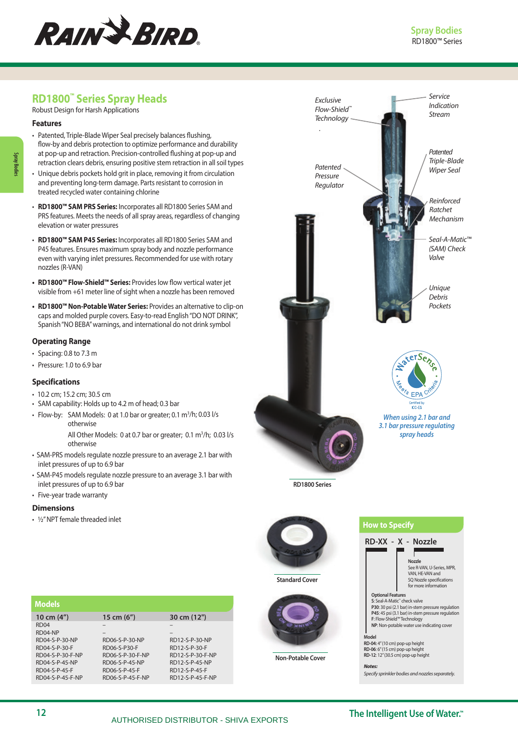# RD1800™ Series Spray Heads

Robust Design for Harsh Applications

## Features

- Patented, Triple-Blade Wiper Seal precisely balances flushing, flow-by and debris protection to optimize performance and durability at pop-up and retraction. Precision-controlled flushing at pop-up and retraction clears debris, ensuring positive stem retraction in all soil types
- Unique debris pockets hold grit in place, removing it from circulation and preventing long-term damage. Parts resistant to corrosion in treated recycled water containing chlorine
- **RD1800™ SAM PRS Series:** Incorporates all RD1800 Series SAM and PRS features. Meets the needs of all spray areas, regardless of changing elevation or water pressures
- **RD1800™ SAM P45 Series:** Incorporates all RD1800 Series SAM and P45 features. Ensures maximum spray body and nozzle performance even with varying inlet pressures. Recommended for use with rotary nozzles (R-VAN)
- **RD1800™ Flow-Shield™ Series:** Provides low flow vertical water jet visible from +61 meter line of sight when a nozzle has been removed
- **RD1800™ Non-Potable Water Series:** Provides an alternative to clip-on caps and molded purple covers. Easy-to-read English "DO NOT DRINK", Spanish "NO BEBA" warnings, and international do not drink symbol

## Operating Range

- Spacing: 0.8 to 7.3 m
- Pressure: 1.0 to 6.9 bar

## Specifications

- 10.2 cm; 15.2 cm; 30.5 cm
- SAM capability: Holds up to 4.2 m of head; 0.3 bar
- Flow-by: SAM Models: 0 at 1.0 bar or greater; 0.1 $m^3$/h; 0.03 l/s otherwise

  All Other Models: 0 at 0.7 bar or greater; 0.1 $m^3$/h; 0.03 l/s otherwise
- SAM-PRS models regulate nozzle pressure to an average 2.1 bar with inlet pressures of up to 6.9 bar
- SAM-P45 models regulate nozzle pressure to an average 3.1 bar with inlet pressures of up to 6.9 bar
- Five-year trade warranty

## Dimensions

- ½" NPT female threaded inlet

## Models

| 10 cm (4") | 15 cm (6") | 30 cm (12") |
|---|---|---|
| RD04 | – | – |
| RD04-NP | – | – |
| RD04-S-P-30-NP | RD06-S-P-30-NP | RD12-S-P-30-NP |
| RD04-S-P30-F | RD06-S-P30-F | RD12-S-P-30-F |
| RD04-S-P-30-F-NP | RD06-S-P-30-F-NP | RD12-S-P-30-F-NP |
| RD04-S-P-45-NP | RD06-S-P-45-NP | RD12-S-P-45-NP |
| RD04-S-P-45-F | RD06-S-P-45-F | RD12-S-P-45-F |
| RD04-S-P-45-F-NP | RD06-S-P-45-F-NP | RD12-S-P-45-F-NP |

*Exclusive Flow-Shield™ Technology*

*Service Indication Stream*

*Patented Pressure Regulator*

*Patented Triple-Blade Wiper Seal*

*Reinforced Ratchet Mechanism*

*Seal-A-Matic™ (SAM) Check Valve*

*Unique Debris Pockets*

RD1800 Series

*When using 2.1 bar and 3.1 bar pressure regulating spray heads*

Standard Cover

Non-Potable Cover

## How to Specify

**RD-XX - X - Nozzle**

**Nozzle**
See R-VAN, U-Series, MPR, VAN, HE-VAN and SQ Nozzle specifications for more information

**Optional Features**
- **S**: Seal-A-Matic™ check valve
- **P30**: 30 psi (2.1 bar) in-stem pressure regulation
- **P45**: 45 psi (3.1 bar) in-stem pressure regulation
- **F**: Flow-Shield™ Technology
- **NP**: Non-potable water use indicating cover

**Model**
- **RD-04**: 4" (10 cm) pop-up height
- **RD-06**: 6" (15 cm) pop-up height
- **RD-12**: 12" (30.5 cm) pop-up height

***Notes:***
*Specify sprinkler bodies and nozzles separately.*

AUTHORISED DISTRIBUTOR - SHIVA EXPORTS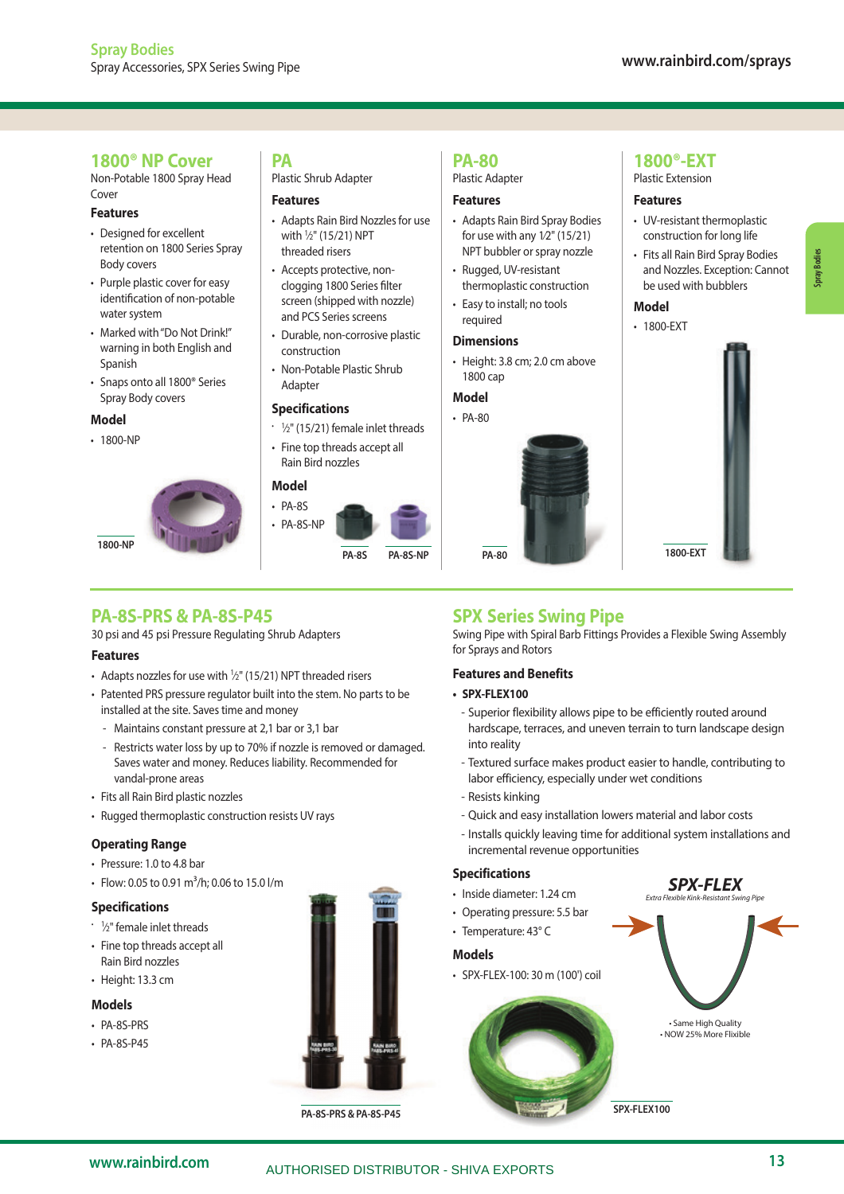## 1800® NP Cover

Non-Potable 1800 Spray Head Cover

### Features

- Designed for excellent retention on 1800 Series Spray Body covers
- Purple plastic cover for easy identification of non-potable water system
- Marked with "Do Not Drink!" warning in both English and Spanish
- Snaps onto all 1800® Series Spray Body covers

### Model

- 1800-NP

1800-NP

## PA

Plastic Shrub Adapter

### Features

- Adapts Rain Bird Nozzles for use with ½" (15/21) NPT threaded risers
- Accepts protective, non-clogging 1800 Series filter screen (shipped with nozzle) and PCS Series screens
- Durable, non-corrosive plastic construction
- Non-Potable Plastic Shrub Adapter

### Specifications

- ½" (15/21) female inlet threads
- Fine top threads accept all Rain Bird nozzles

### Model

- PA-8S
- PA-8S-NP

PA-8S PA-8S-NP

## PA-80

Plastic Adapter

### Features

- Adapts Rain Bird Spray Bodies for use with any 1/2" (15/21) NPT bubbler or spray nozzle
- Rugged, UV-resistant thermoplastic construction
- Easy to install; no tools required

### Dimensions

- Height: 3.8 cm; 2.0 cm above 1800 cap

### Model

- PA-80

PA-80

## 1800®-EXT

Plastic Extension

### Features

- UV-resistant thermoplastic construction for long life
- Fits all Rain Bird Spray Bodies and Nozzles. Exception: Cannot be used with bubblers

### Model

- 1800-EXT

1800-EXT

## PA-8S-PRS & PA-8S-P45

30 psi and 45 psi Pressure Regulating Shrub Adapters

### Features

- Adapts nozzles for use with ½" (15/21) NPT threaded risers
- Patented PRS pressure regulator built into the stem. No parts to be installed at the site. Saves time and money
  - Maintains constant pressure at 2,1 bar or 3,1 bar
  - Restricts water loss by up to 70% if nozzle is removed or damaged. Saves water and money. Reduces liability. Recommended for vandal-prone areas
- Fits all Rain Bird plastic nozzles
- Rugged thermoplastic construction resists UV rays

### Operating Range

- Pressure: 1.0 to 4.8 bar
- Flow: 0.05 to 0.91 $m^3/h$; 0.06 to 15.0 l/m

### Specifications

- ½" female inlet threads
- Fine top threads accept all Rain Bird nozzles
- Height: 13.3 cm

### Models

- PA-8S-PRS
- PA-8S-P45

PA-8S-PRS & PA-8S-P45

## SPX Series Swing Pipe

Swing Pipe with Spiral Barb Fittings Provides a Flexible Swing Assembly for Sprays and Rotors

### Features and Benefits

- **SPX-FLEX100**
  - Superior flexibility allows pipe to be efficiently routed around hardscape, terraces, and uneven terrain to turn landscape design into reality
  - Textured surface makes product easier to handle, contributing to labor efficiency, especially under wet conditions
  - Resists kinking
  - Quick and easy installation lowers material and labor costs
  - Installs quickly leaving time for additional system installations and incremental revenue opportunities

### Specifications

- Inside diameter: 1.24 cm
- Operating pressure: 5.5 bar
- Temperature: 43° C

### Models

- SPX-FLEX-100: 30 m (100') coil

**SPX-FLEX**
Extra Flexible Kink-Resistant Swing Pipe

- Same High Quality
- NOW 25% More Flexible

SPX-FLEX100

AUTHORISED DISTRIBUTOR - SHIVA EXPORTS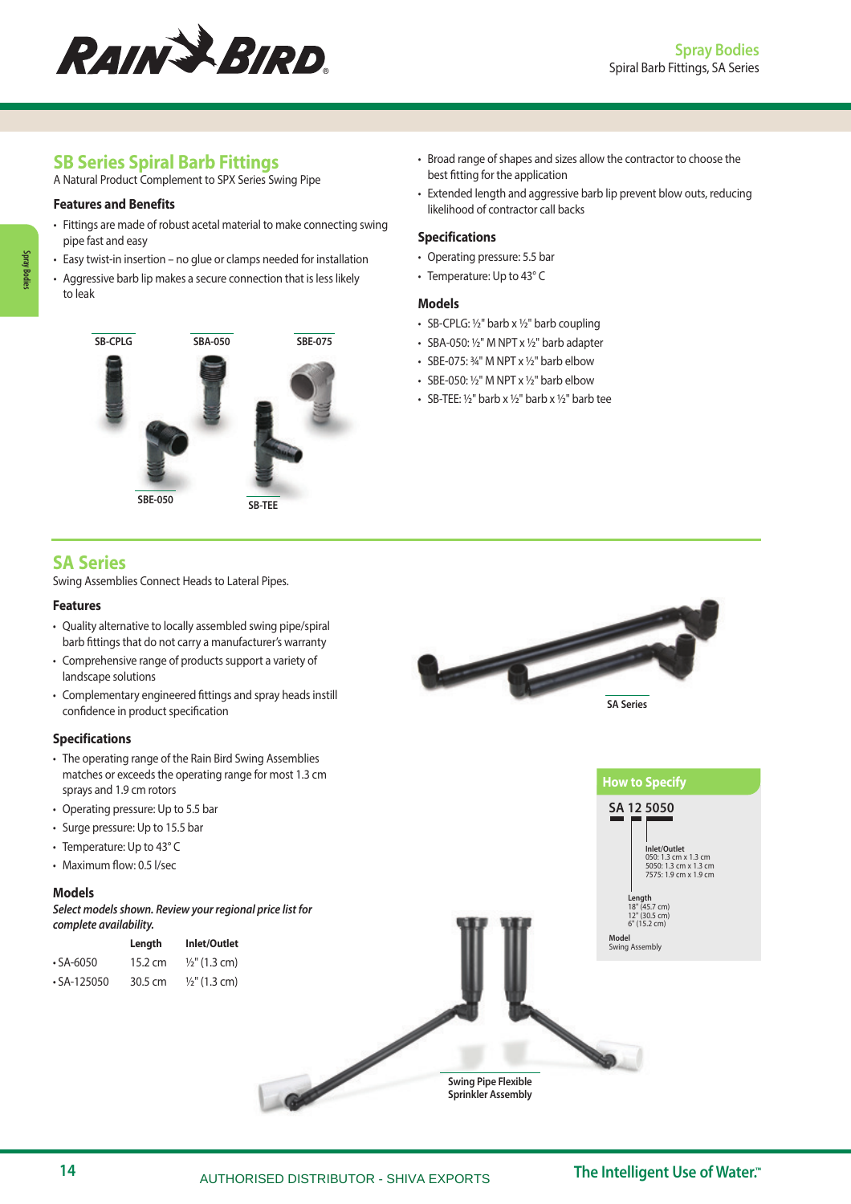## SB Series Spiral Barb Fittings

A Natural Product Complement to SPX Series Swing Pipe

### Features and Benefits

- Fittings are made of robust acetal material to make connecting swing pipe fast and easy
- Easy twist-in insertion – no glue or clamps needed for installation
- Aggressive barb lip makes a secure connection that is less likely to leak
- Broad range of shapes and sizes allow the contractor to choose the best fitting for the application
- Extended length and aggressive barb lip prevent blow outs, reducing likelihood of contractor call backs

SB-CPLG

SBA-050

SBE-075

SBE-050

SB-TEE

### Specifications

- Operating pressure: 5.5 bar
- Temperature: Up to 43° C

### Models

- SB-CPLG: ½" barb x ½" barb coupling
- SBA-050: ½" M NPT x ½" barb adapter
- SBE-075: ¾" M NPT x ½" barb elbow
- SBE-050: ½" M NPT x ½" barb elbow
- SB-TEE: ½" barb x ½" barb x ½" barb tee

## SA Series

Swing Assemblies Connect Heads to Lateral Pipes.

### Features

- Quality alternative to locally assembled swing pipe/spiral barb fittings that do not carry a manufacturer's warranty
- Comprehensive range of products support a variety of landscape solutions
- Complementary engineered fittings and spray heads instill confidence in product specification

### Specifications

- The operating range of the Rain Bird Swing Assemblies matches or exceeds the operating range for most 1.3 cm sprays and 1.9 cm rotors
- Operating pressure: Up to 5.5 bar
- Surge pressure: Up to 15.5 bar
- Temperature: Up to 43° C
- Maximum flow: 0.5 l/sec

### Models

*Select models shown. Review your regional price list for complete availability.*

| | Length | Inlet/Outlet |
|---|---|---|
| • SA-6050 | 15.2 cm | ½" (1.3 cm) |
| • SA-125050 | 30.5 cm | ½" (1.3 cm) |

SA Series

### How to Specify

**SA 12 5050**

Inlet/Outlet
050: 1.3 cm x 1.3 cm
5050: 1.3 cm x 1.3 cm
7575: 1.9 cm x 1.9 cm

Length
18" (45.7 cm)
12" (30.5 cm)
6" (15.2 cm)

Model
Swing Assembly

Swing Pipe Flexible Sprinkler Assembly

AUTHORISED DISTRIBUTOR - SHIVA EXPORTS